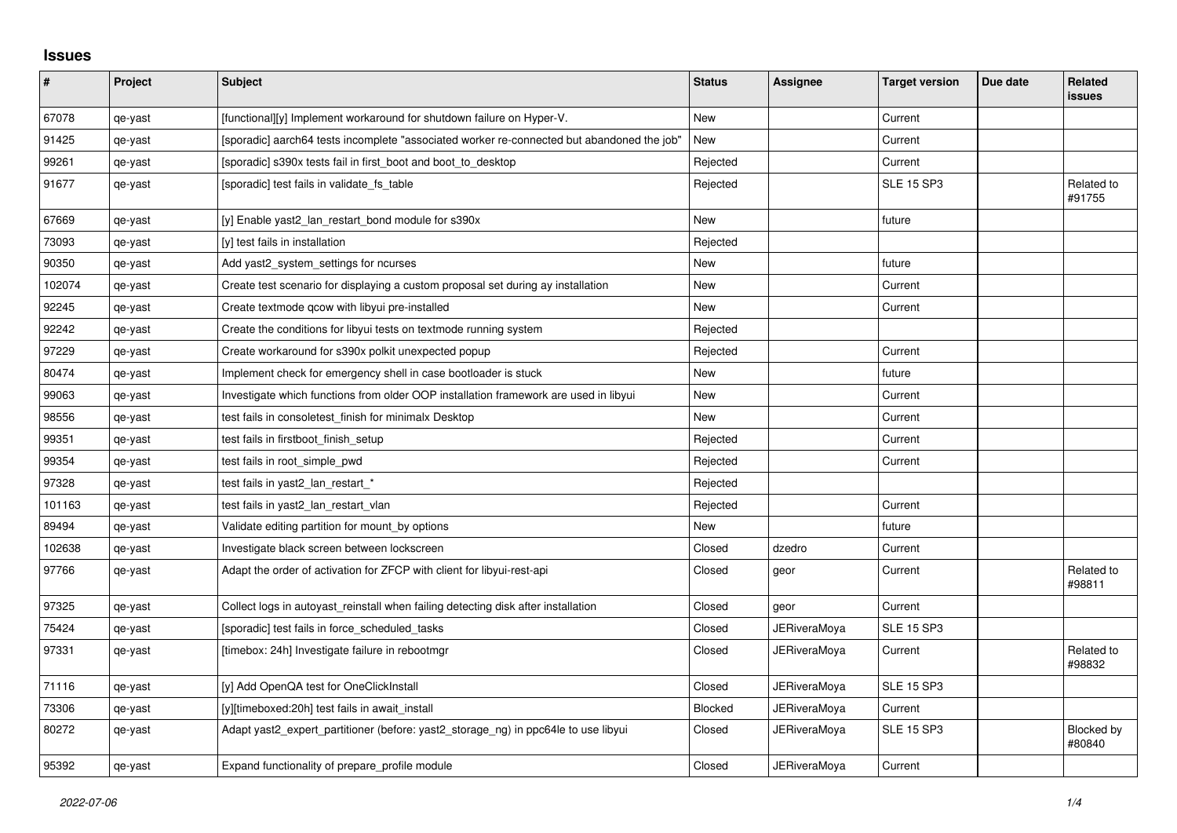## Issues

| # | Project | Subject | Status | Assignee | Target version | Due date | Related issues |
|---|---|---|---|---|---|---|---|
| 67078 | qe-yast | [functional][y] Implement workaround for shutdown failure on Hyper-V. | New | | Current | | |
| 91425 | qe-yast | [sporadic] aarch64 tests incomplete "associated worker re-connected but abandoned the job" | New | | Current | | |
| 99261 | qe-yast | [sporadic] s390x tests fail in first_boot and boot_to_desktop | Rejected | | Current | | |
| 91677 | qe-yast | [sporadic] test fails in validate_fs_table | Rejected | | SLE 15 SP3 | | Related to #91755 |
| 67669 | qe-yast | [y] Enable yast2_lan_restart_bond module for s390x | New | | future | | |
| 73093 | qe-yast | [y] test fails in installation | Rejected | | | | |
| 90350 | qe-yast | Add yast2_system_settings for ncurses | New | | future | | |
| 102074 | qe-yast | Create test scenario for displaying a custom proposal set during ay installation | New | | Current | | |
| 92245 | qe-yast | Create textmode qcow with libyui pre-installed | New | | Current | | |
| 92242 | qe-yast | Create the conditions for libyui tests on textmode running system | Rejected | | | | |
| 97229 | qe-yast | Create workaround for s390x polkit unexpected popup | Rejected | | Current | | |
| 80474 | qe-yast | Implement check for emergency shell in case bootloader is stuck | New | | future | | |
| 99063 | qe-yast | Investigate which functions from older OOP installation framework are used in libyui | New | | Current | | |
| 98556 | qe-yast | test fails in consoletest_finish for minimalx Desktop | New | | Current | | |
| 99351 | qe-yast | test fails in firstboot_finish_setup | Rejected | | Current | | |
| 99354 | qe-yast | test fails in root_simple_pwd | Rejected | | Current | | |
| 97328 | qe-yast | test fails in yast2_lan_restart_* | Rejected | | | | |
| 101163 | qe-yast | test fails in yast2_lan_restart_vlan | Rejected | | Current | | |
| 89494 | qe-yast | Validate editing partition for mount_by options | New | | future | | |
| 102638 | qe-yast | Investigate black screen between lockscreen | Closed | dzedro | Current | | |
| 97766 | qe-yast | Adapt the order of activation for ZFCP with client for libyui-rest-api | Closed | geor | Current | | Related to #98811 |
| 97325 | qe-yast | Collect logs in autoyast_reinstall when failing detecting disk after installation | Closed | geor | Current | | |
| 75424 | qe-yast | [sporadic] test fails in force_scheduled_tasks | Closed | JERiveraMoya | SLE 15 SP3 | | |
| 97331 | qe-yast | [timebox: 24h] Investigate failure in rebootmgr | Closed | JERiveraMoya | Current | | Related to #98832 |
| 71116 | qe-yast | [y] Add OpenQA test for OneClickInstall | Closed | JERiveraMoya | SLE 15 SP3 | | |
| 73306 | qe-yast | [y][timeboxed:20h] test fails in await_install | Blocked | JERiveraMoya | Current | | |
| 80272 | qe-yast | Adapt yast2_expert_partitioner (before: yast2_storage_ng) in ppc64le to use libyui | Closed | JERiveraMoya | SLE 15 SP3 | | Blocked by #80840 |
| 95392 | qe-yast | Expand functionality of prepare_profile module | Closed | JERiveraMoya | Current | | |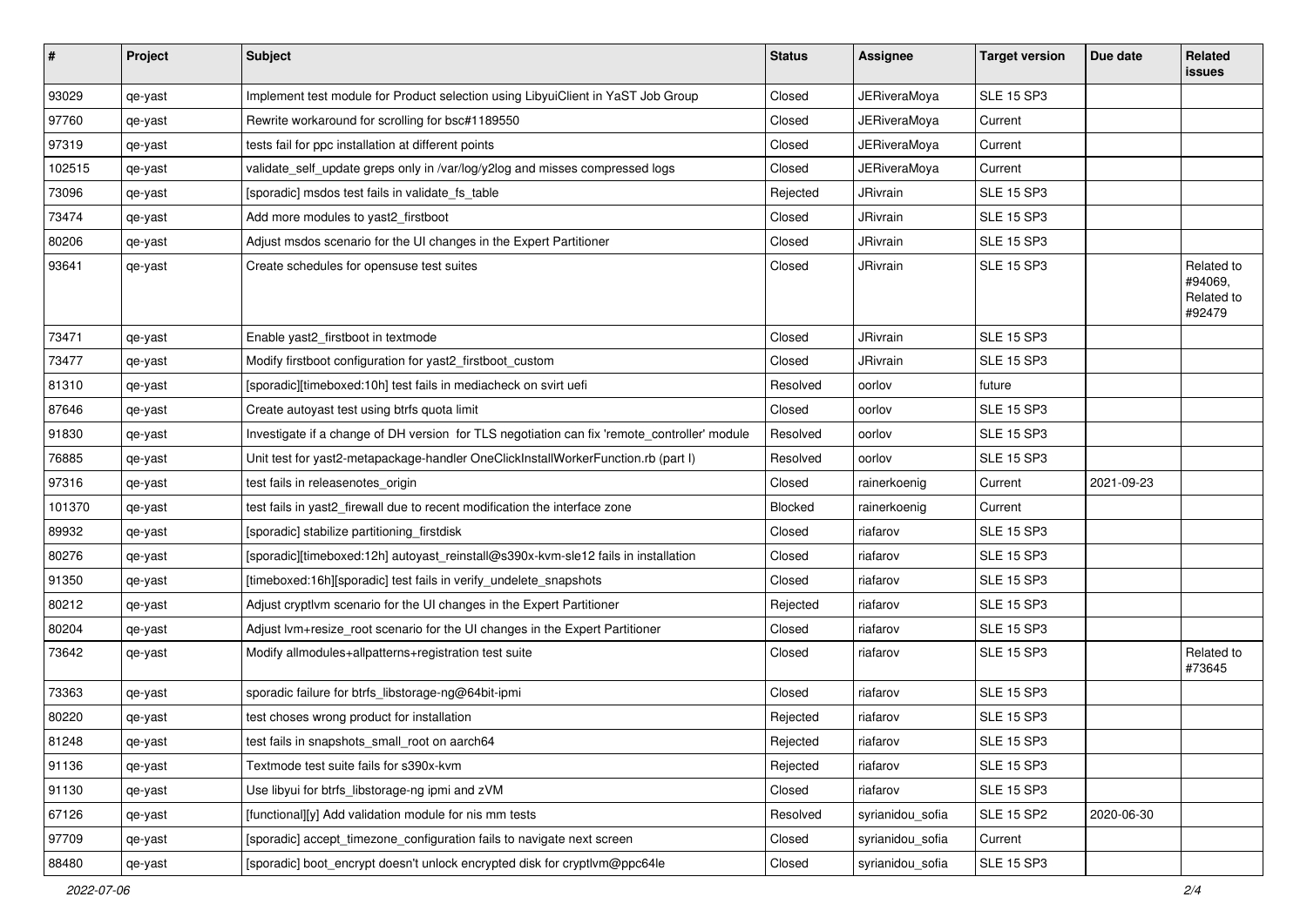| # | Project | Subject | Status | Assignee | Target version | Due date | Related issues |
|---|---|---|---|---|---|---|---|
| 93029 | qe-yast | Implement test module for Product selection using LibyuiClient in YaST Job Group | Closed | JERiveraMoya | SLE 15 SP3 | | |
| 97760 | qe-yast | Rewrite workaround for scrolling for bsc#1189550 | Closed | JERiveraMoya | Current | | |
| 97319 | qe-yast | tests fail for ppc installation at different points | Closed | JERiveraMoya | Current | | |
| 102515 | qe-yast | validate_self_update greps only in /var/log/y2log and misses compressed logs | Closed | JERiveraMoya | Current | | |
| 73096 | qe-yast | [sporadic] msdos test fails in validate_fs_table | Rejected | JRivrain | SLE 15 SP3 | | |
| 73474 | qe-yast | Add more modules to yast2_firstboot | Closed | JRivrain | SLE 15 SP3 | | |
| 80206 | qe-yast | Adjust msdos scenario for the UI changes in the Expert Partitioner | Closed | JRivrain | SLE 15 SP3 | | |
| 93641 | qe-yast | Create schedules for opensuse test suites | Closed | JRivrain | SLE 15 SP3 | | Related to #94069, Related to #92479 |
| 73471 | qe-yast | Enable yast2_firstboot in textmode | Closed | JRivrain | SLE 15 SP3 | | |
| 73477 | qe-yast | Modify firstboot configuration for yast2_firstboot_custom | Closed | JRivrain | SLE 15 SP3 | | |
| 81310 | qe-yast | [sporadic][timeboxed:10h] test fails in mediacheck on svirt uefi | Resolved | oorlov | future | | |
| 87646 | qe-yast | Create autoyast test using btrfs quota limit | Closed | oorlov | SLE 15 SP3 | | |
| 91830 | qe-yast | Investigate if a change of DH version for TLS negotiation can fix 'remote_controller' module | Resolved | oorlov | SLE 15 SP3 | | |
| 76885 | qe-yast | Unit test for yast2-metapackage-handler OneClickInstallWorkerFunction.rb (part I) | Resolved | oorlov | SLE 15 SP3 | | |
| 97316 | qe-yast | test fails in releasenotes_origin | Closed | rainerkoenig | Current | 2021-09-23 | |
| 101370 | qe-yast | test fails in yast2_firewall due to recent modification the interface zone | Blocked | rainerkoenig | Current | | |
| 89932 | qe-yast | [sporadic] stabilize partitioning_firstdisk | Closed | riafarov | SLE 15 SP3 | | |
| 80276 | qe-yast | [sporadic][timeboxed:12h] autoyast_reinstall@s390x-kvm-sle12 fails in installation | Closed | riafarov | SLE 15 SP3 | | |
| 91350 | qe-yast | [timeboxed:16h][sporadic] test fails in verify_undelete_snapshots | Closed | riafarov | SLE 15 SP3 | | |
| 80212 | qe-yast | Adjust cryptlvm scenario for the UI changes in the Expert Partitioner | Rejected | riafarov | SLE 15 SP3 | | |
| 80204 | qe-yast | Adjust lvm+resize_root scenario for the UI changes in the Expert Partitioner | Closed | riafarov | SLE 15 SP3 | | |
| 73642 | qe-yast | Modify allmodules+allpatterns+registration test suite | Closed | riafarov | SLE 15 SP3 | | Related to #73645 |
| 73363 | qe-yast | sporadic failure for btrfs_libstorage-ng@64bit-ipmi | Closed | riafarov | SLE 15 SP3 | | |
| 80220 | qe-yast | test choses wrong product for installation | Rejected | riafarov | SLE 15 SP3 | | |
| 81248 | qe-yast | test fails in snapshots_small_root on aarch64 | Rejected | riafarov | SLE 15 SP3 | | |
| 91136 | qe-yast | Textmode test suite fails for s390x-kvm | Rejected | riafarov | SLE 15 SP3 | | |
| 91130 | qe-yast | Use libyui for btrfs_libstorage-ng ipmi and zVM | Closed | riafarov | SLE 15 SP3 | | |
| 67126 | qe-yast | [functional][y] Add validation module for nis mm tests | Resolved | syrianidou_sofia | SLE 15 SP2 | 2020-06-30 | |
| 97709 | qe-yast | [sporadic] accept_timezone_configuration fails to navigate next screen | Closed | syrianidou_sofia | Current | | |
| 88480 | qe-yast | [sporadic] boot_encrypt doesn't unlock encrypted disk for cryptlvm@ppc64le | Closed | syrianidou_sofia | SLE 15 SP3 | | |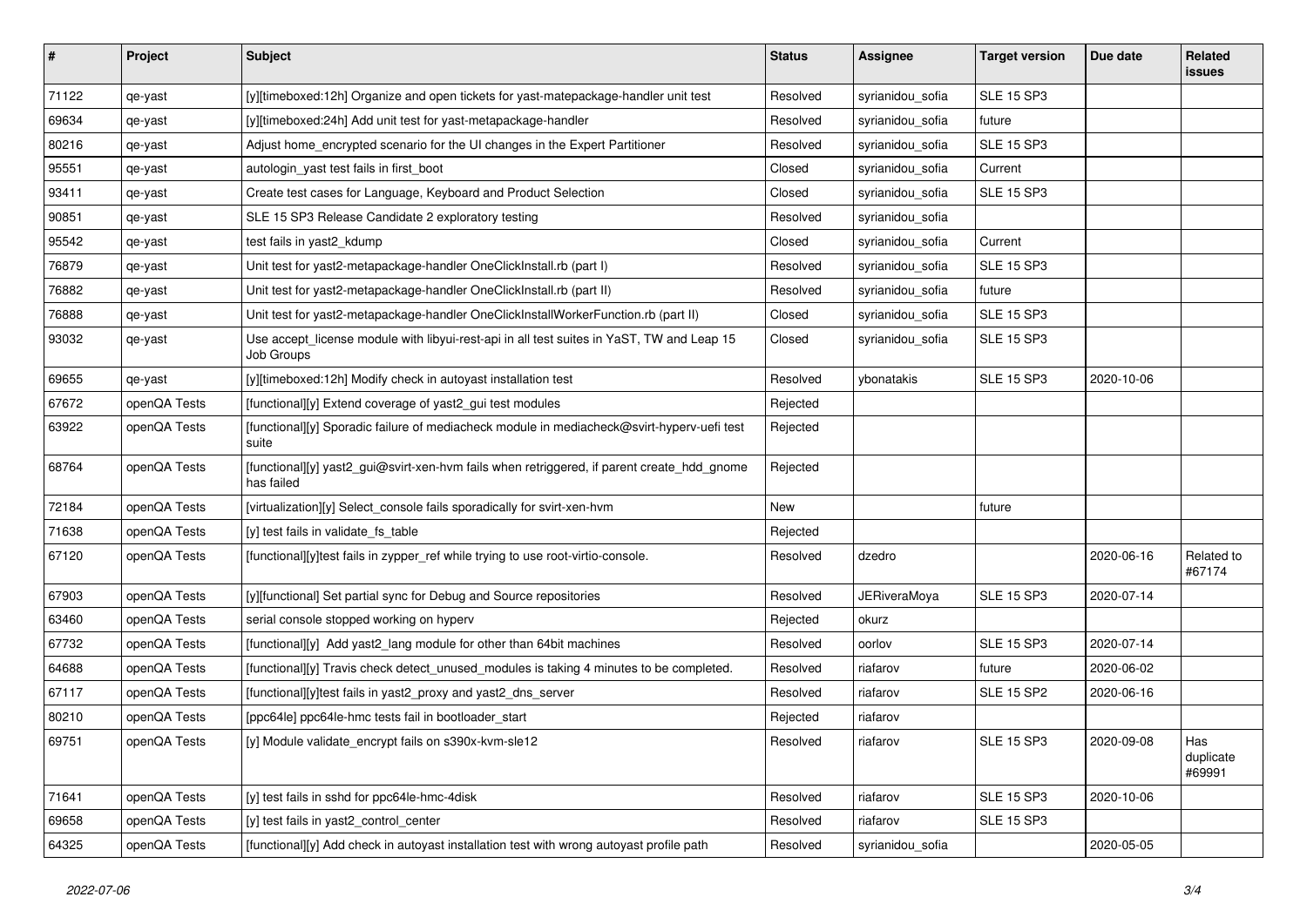| # | Project | Subject | Status | Assignee | Target version | Due date | Related issues |
|---|---|---|---|---|---|---|---|
| 71122 | qe-yast | [y][timeboxed:12h] Organize and open tickets for yast-matepackage-handler unit test | Resolved | syrianidou_sofia | SLE 15 SP3 | | |
| 69634 | qe-yast | [y][timeboxed:24h] Add unit test for yast-metapackage-handler | Resolved | syrianidou_sofia | future | | |
| 80216 | qe-yast | Adjust home_encrypted scenario for the UI changes in the Expert Partitioner | Resolved | syrianidou_sofia | SLE 15 SP3 | | |
| 95551 | qe-yast | autologin_yast test fails in first_boot | Closed | syrianidou_sofia | Current | | |
| 93411 | qe-yast | Create test cases for Language, Keyboard and Product Selection | Closed | syrianidou_sofia | SLE 15 SP3 | | |
| 90851 | qe-yast | SLE 15 SP3 Release Candidate 2 exploratory testing | Resolved | syrianidou_sofia | | | |
| 95542 | qe-yast | test fails in yast2_kdump | Closed | syrianidou_sofia | Current | | |
| 76879 | qe-yast | Unit test for yast2-metapackage-handler OneClickInstall.rb (part I) | Resolved | syrianidou_sofia | SLE 15 SP3 | | |
| 76882 | qe-yast | Unit test for yast2-metapackage-handler OneClickInstall.rb (part II) | Resolved | syrianidou_sofia | future | | |
| 76888 | qe-yast | Unit test for yast2-metapackage-handler OneClickInstallWorkerFunction.rb (part II) | Closed | syrianidou_sofia | SLE 15 SP3 | | |
| 93032 | qe-yast | Use accept_license module with libyui-rest-api in all test suites in YaST, TW and Leap 15 Job Groups | Closed | syrianidou_sofia | SLE 15 SP3 | | |
| 69655 | qe-yast | [y][timeboxed:12h] Modify check in autoyast installation test | Resolved | ybonatakis | SLE 15 SP3 | 2020-10-06 | |
| 67672 | openQA Tests | [functional][y] Extend coverage of yast2_gui test modules | Rejected | | | | |
| 63922 | openQA Tests | [functional][y] Sporadic failure of mediacheck module in mediacheck@svirt-hyperv-uefi test suite | Rejected | | | | |
| 68764 | openQA Tests | [functional][y] yast2_gui@svirt-xen-hvm fails when retriggered, if parent create_hdd_gnome has failed | Rejected | | | | |
| 72184 | openQA Tests | [virtualization][y] Select_console fails sporadically for svirt-xen-hvm | New | | future | | |
| 71638 | openQA Tests | [y] test fails in validate_fs_table | Rejected | | | | |
| 67120 | openQA Tests | [functional][y]test fails in zypper_ref while trying to use root-virtio-console. | Resolved | dzedro | | 2020-06-16 | Related to #67174 |
| 67903 | openQA Tests | [y][functional] Set partial sync for Debug and Source repositories | Resolved | JERiveraMoya | SLE 15 SP3 | 2020-07-14 | |
| 63460 | openQA Tests | serial console stopped working on hyperv | Rejected | okurz | | | |
| 67732 | openQA Tests | [functional][y] Add yast2_lang module for other than 64bit machines | Resolved | oorlov | SLE 15 SP3 | 2020-07-14 | |
| 64688 | openQA Tests | [functional][y] Travis check detect_unused_modules is taking 4 minutes to be completed. | Resolved | riafarov | future | 2020-06-02 | |
| 67117 | openQA Tests | [functional][y]test fails in yast2_proxy and yast2_dns_server | Resolved | riafarov | SLE 15 SP2 | 2020-06-16 | |
| 80210 | openQA Tests | [ppc64le] ppc64le-hmc tests fail in bootloader_start | Rejected | riafarov | | | |
| 69751 | openQA Tests | [y] Module validate_encrypt fails on s390x-kvm-sle12 | Resolved | riafarov | SLE 15 SP3 | 2020-09-08 | Has duplicate #69991 |
| 71641 | openQA Tests | [y] test fails in sshd for ppc64le-hmc-4disk | Resolved | riafarov | SLE 15 SP3 | 2020-10-06 | |
| 69658 | openQA Tests | [y] test fails in yast2_control_center | Resolved | riafarov | SLE 15 SP3 | | |
| 64325 | openQA Tests | [functional][y] Add check in autoyast installation test with wrong autoyast profile path | Resolved | syrianidou_sofia | | 2020-05-05 | |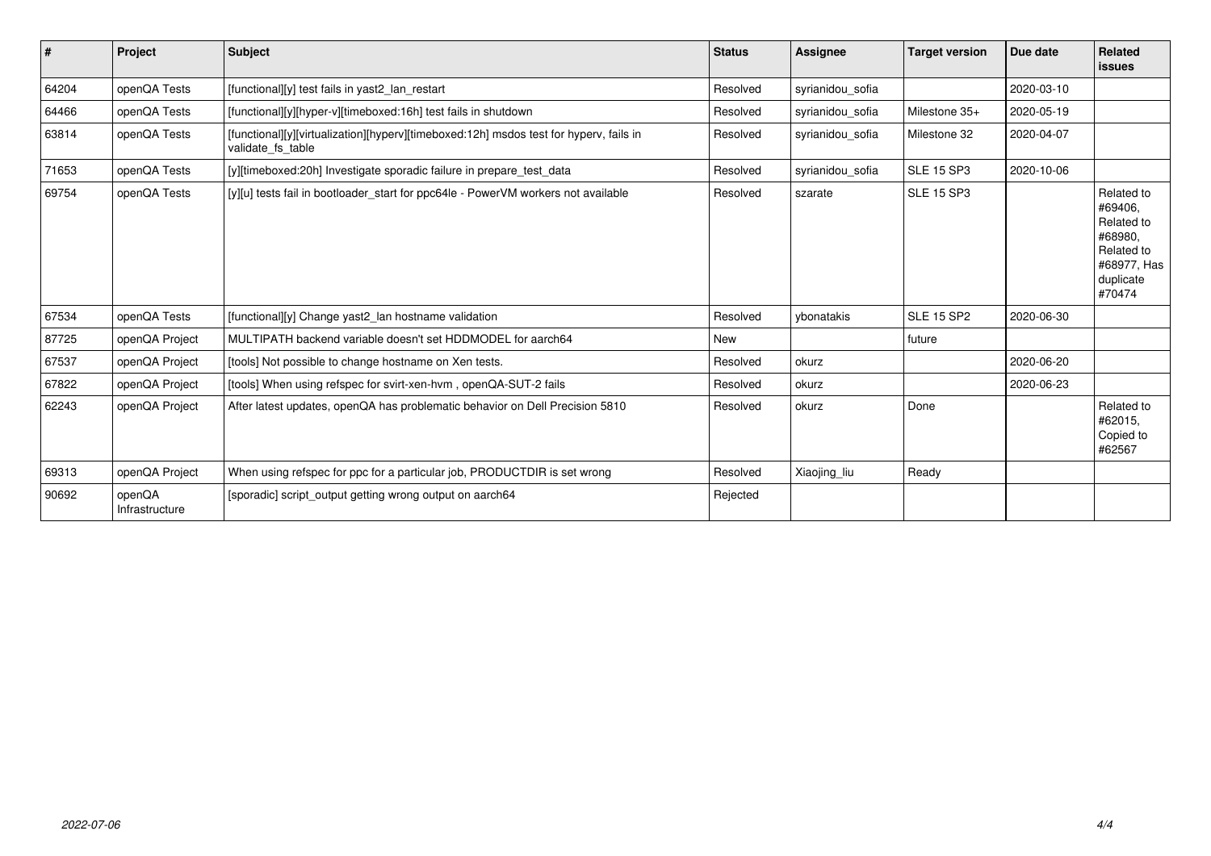| # | Project | Subject | Status | Assignee | Target version | Due date | Related issues |
|---|---|---|---|---|---|---|---|
| 64204 | openQA Tests | [functional][y] test fails in yast2_lan_restart | Resolved | syrianidou_sofia | | 2020-03-10 | |
| 64466 | openQA Tests | [functional][y][hyper-v][timeboxed:16h] test fails in shutdown | Resolved | syrianidou_sofia | Milestone 35+ | 2020-05-19 | |
| 63814 | openQA Tests | [functional][y][virtualization][hyperv][timeboxed:12h] msdos test for hyperv, fails in validate_fs_table | Resolved | syrianidou_sofia | Milestone 32 | 2020-04-07 | |
| 71653 | openQA Tests | [y][timeboxed:20h] Investigate sporadic failure in prepare_test_data | Resolved | syrianidou_sofia | SLE 15 SP3 | 2020-10-06 | |
| 69754 | openQA Tests | [y][u] tests fail in bootloader_start for ppc64le - PowerVM workers not available | Resolved | szarate | SLE 15 SP3 | | Related to #69406, Related to #68980, Related to #68977, Has duplicate #70474 |
| 67534 | openQA Tests | [functional][y] Change yast2_lan hostname validation | Resolved | ybonatakis | SLE 15 SP2 | 2020-06-30 | |
| 87725 | openQA Project | MULTIPATH backend variable doesn't set HDDMODEL for aarch64 | New | | future | | |
| 67537 | openQA Project | [tools] Not possible to change hostname on Xen tests. | Resolved | okurz | | 2020-06-20 | |
| 67822 | openQA Project | [tools] When using refspec for svirt-xen-hvm , openQA-SUT-2 fails | Resolved | okurz | | 2020-06-23 | |
| 62243 | openQA Project | After latest updates, openQA has problematic behavior on Dell Precision 5810 | Resolved | okurz | Done | | Related to #62015, Copied to #62567 |
| 69313 | openQA Project | When using refspec for ppc for a particular job, PRODUCTDIR is set wrong | Resolved | Xiaojing_liu | Ready | | |
| 90692 | openQA Infrastructure | [sporadic] script_output getting wrong output on aarch64 | Rejected | | | | |